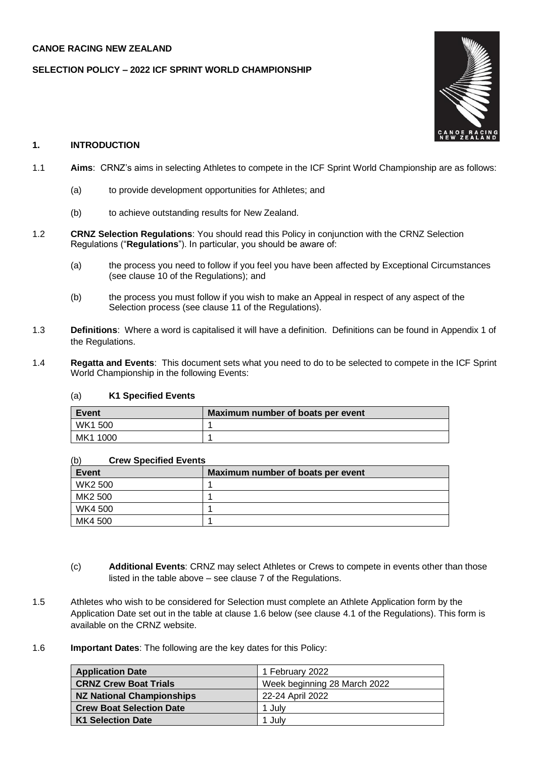**CANOE RACING NEW ZEALAND**

**SELECTION POLICY – 2022 ICF SPRINT WORLD CHAMPIONSHIP**

## 1. INTRODUCTION

1.1 **Aims**: CRNZ's aims in selecting Athletes to compete in the ICF Sprint World Championship are as follows:

(a) to provide development opportunities for Athletes; and

(b) to achieve outstanding results for New Zealand.

1.2 **CRNZ Selection Regulations**: You should read this Policy in conjunction with the CRNZ Selection Regulations ("**Regulations**"). In particular, you should be aware of:

(a) the process you need to follow if you feel you have been affected by Exceptional Circumstances (see clause 10 of the Regulations); and

(b) the process you must follow if you wish to make an Appeal in respect of any aspect of the Selection process (see clause 11 of the Regulations).

1.3 **Definitions**: Where a word is capitalised it will have a definition. Definitions can be found in Appendix 1 of the Regulations.

1.4 **Regatta and Events**: This document sets what you need to do to be selected to compete in the ICF Sprint World Championship in the following Events:

(a) **K1 Specified Events**

| Event | Maximum number of boats per event |
|---|---|
| WK1 500 | 1 |
| MK1 1000 | 1 |

(b) **Crew Specified Events**

| Event | Maximum number of boats per event |
|---|---|
| WK2 500 | 1 |
| MK2 500 | 1 |
| WK4 500 | 1 |
| MK4 500 | 1 |

(c) **Additional Events**: CRNZ may select Athletes or Crews to compete in events other than those listed in the table above – see clause 7 of the Regulations.

1.5 Athletes who wish to be considered for Selection must complete an Athlete Application form by the Application Date set out in the table at clause 1.6 below (see clause 4.1 of the Regulations). This form is available on the CRNZ website.

1.6 **Important Dates**: The following are the key dates for this Policy:

| | |
|---|---|
| **Application Date** | 1 February 2022 |
| **CRNZ Crew Boat Trials** | Week beginning 28 March 2022 |
| **NZ National Championships** | 22-24 April 2022 |
| **Crew Boat Selection Date** | 1 July |
| **K1 Selection Date** | 1 July |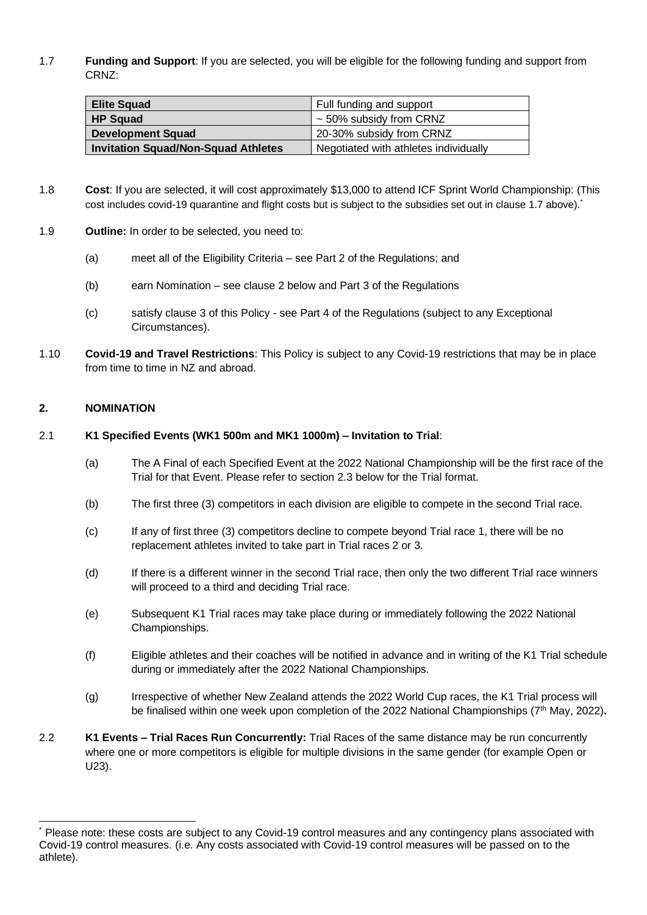1.7 **Funding and Support**: If you are selected, you will be eligible for the following funding and support from CRNZ:

| | |
|---|---|
| **Elite Squad** | Full funding and support |
| **HP Squad** | ~ 50% subsidy from CRNZ |
| **Development Squad** | 20-30% subsidy from CRNZ |
| **Invitation Squad/Non-Squad Athletes** | Negotiated with athletes individually |

1.8 **Cost**: If you are selected, it will cost approximately $13,000 to attend ICF Sprint World Championship: (This cost includes covid-19 quarantine and flight costs but is subject to the subsidies set out in clause 1.7 above).*

1.9 **Outline:** In order to be selected, you need to:

(a) meet all of the Eligibility Criteria – see Part 2 of the Regulations; and

(b) earn Nomination – see clause 2 below and Part 3 of the Regulations

(c) satisfy clause 3 of this Policy - see Part 4 of the Regulations (subject to any Exceptional Circumstances).

1.10 **Covid-19 and Travel Restrictions**: This Policy is subject to any Covid-19 restrictions that may be in place from time to time in NZ and abroad.

## 2. NOMINATION

2.1 **K1 Specified Events (WK1 500m and MK1 1000m) – Invitation to Trial**:

(a) The A Final of each Specified Event at the 2022 National Championship will be the first race of the Trial for that Event. Please refer to section 2.3 below for the Trial format.

(b) The first three (3) competitors in each division are eligible to compete in the second Trial race.

(c) If any of first three (3) competitors decline to compete beyond Trial race 1, there will be no replacement athletes invited to take part in Trial races 2 or 3.

(d) If there is a different winner in the second Trial race, then only the two different Trial race winners will proceed to a third and deciding Trial race.

(e) Subsequent K1 Trial races may take place during or immediately following the 2022 National Championships.

(f) Eligible athletes and their coaches will be notified in advance and in writing of the K1 Trial schedule during or immediately after the 2022 National Championships.

(g) Irrespective of whether New Zealand attends the 2022 World Cup races, the K1 Trial process will be finalised within one week upon completion of the 2022 National Championships (7th May, 2022)**.**

2.2 **K1 Events – Trial Races Run Concurrently:** Trial Races of the same distance may be run concurrently where one or more competitors is eligible for multiple divisions in the same gender (for example Open or U23).

* Please note: these costs are subject to any Covid-19 control measures and any contingency plans associated with Covid-19 control measures. (i.e. Any costs associated with Covid-19 control measures will be passed on to the athlete).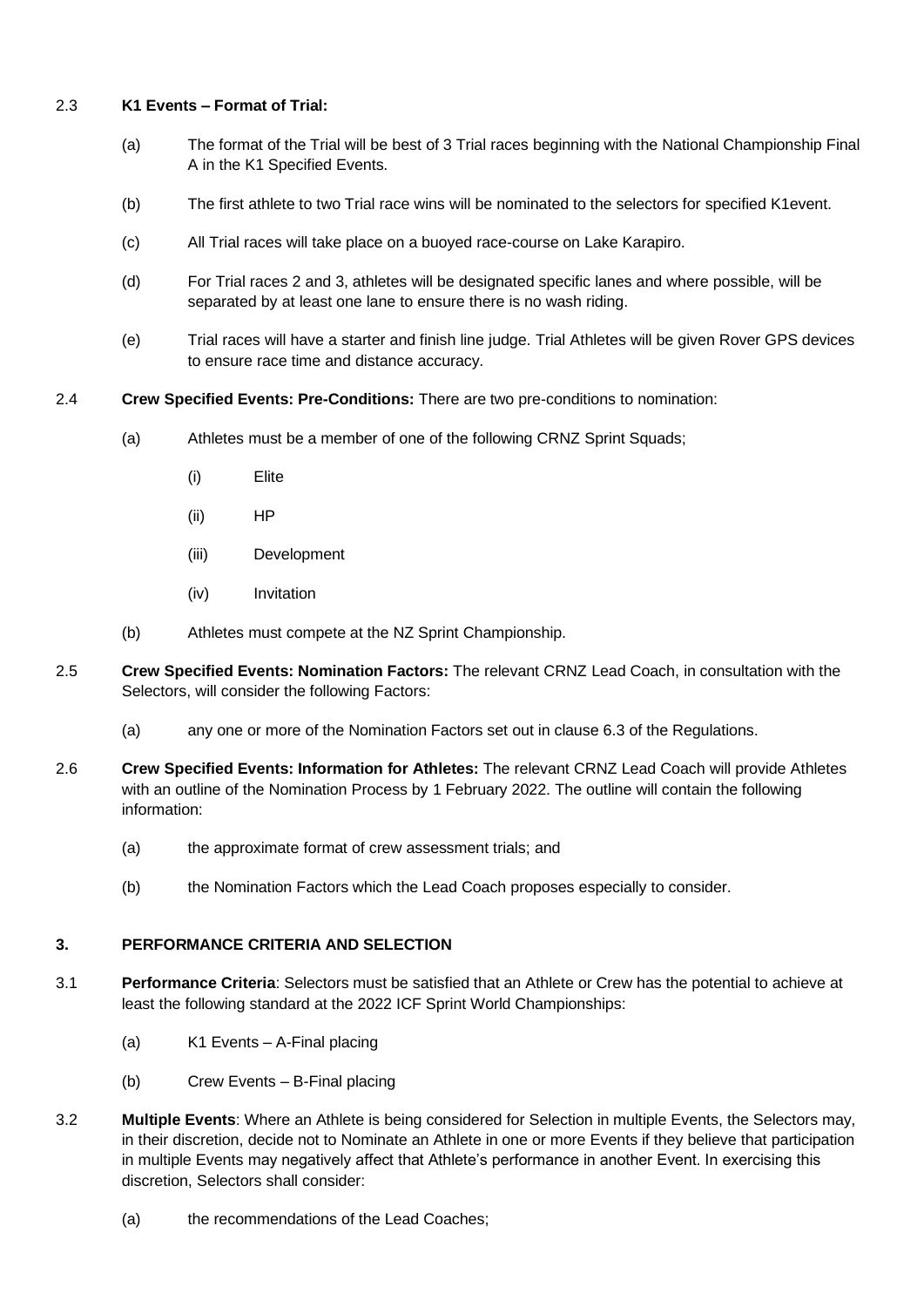2.3 **K1 Events – Format of Trial:**

(a) The format of the Trial will be best of 3 Trial races beginning with the National Championship Final A in the K1 Specified Events.

(b) The first athlete to two Trial race wins will be nominated to the selectors for specified K1event.

(c) All Trial races will take place on a buoyed race-course on Lake Karapiro.

(d) For Trial races 2 and 3, athletes will be designated specific lanes and where possible, will be separated by at least one lane to ensure there is no wash riding.

(e) Trial races will have a starter and finish line judge. Trial Athletes will be given Rover GPS devices to ensure race time and distance accuracy.

2.4 **Crew Specified Events: Pre-Conditions:** There are two pre-conditions to nomination:

(a) Athletes must be a member of one of the following CRNZ Sprint Squads;

(i) Elite

(ii) HP

(iii) Development

(iv) Invitation

(b) Athletes must compete at the NZ Sprint Championship.

2.5 **Crew Specified Events: Nomination Factors:** The relevant CRNZ Lead Coach, in consultation with the Selectors, will consider the following Factors:

(a) any one or more of the Nomination Factors set out in clause 6.3 of the Regulations.

2.6 **Crew Specified Events: Information for Athletes:** The relevant CRNZ Lead Coach will provide Athletes with an outline of the Nomination Process by 1 February 2022. The outline will contain the following information:

(a) the approximate format of crew assessment trials; and

(b) the Nomination Factors which the Lead Coach proposes especially to consider.

## 3. PERFORMANCE CRITERIA AND SELECTION

3.1 **Performance Criteria**: Selectors must be satisfied that an Athlete or Crew has the potential to achieve at least the following standard at the 2022 ICF Sprint World Championships:

(a) K1 Events – A-Final placing

(b) Crew Events – B-Final placing

3.2 **Multiple Events**: Where an Athlete is being considered for Selection in multiple Events, the Selectors may, in their discretion, decide not to Nominate an Athlete in one or more Events if they believe that participation in multiple Events may negatively affect that Athlete's performance in another Event. In exercising this discretion, Selectors shall consider:

(a) the recommendations of the Lead Coaches;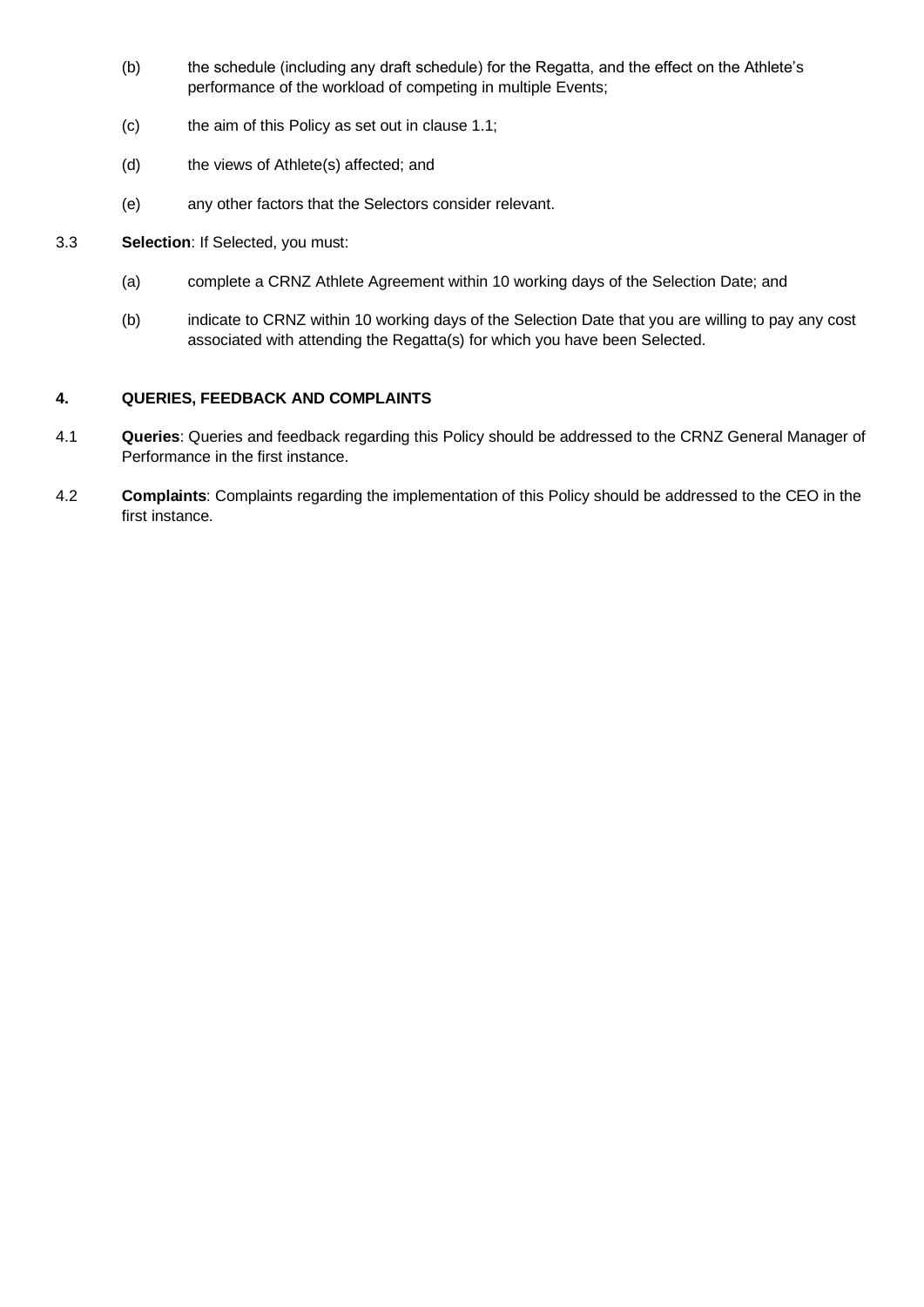(b) the schedule (including any draft schedule) for the Regatta, and the effect on the Athlete's performance of the workload of competing in multiple Events;

(c) the aim of this Policy as set out in clause 1.1;

(d) the views of Athlete(s) affected; and

(e) any other factors that the Selectors consider relevant.

3.3 **Selection**: If Selected, you must:

(a) complete a CRNZ Athlete Agreement within 10 working days of the Selection Date; and

(b) indicate to CRNZ within 10 working days of the Selection Date that you are willing to pay any cost associated with attending the Regatta(s) for which you have been Selected.

## 4. QUERIES, FEEDBACK AND COMPLAINTS

4.1 **Queries**: Queries and feedback regarding this Policy should be addressed to the CRNZ General Manager of Performance in the first instance.

4.2 **Complaints**: Complaints regarding the implementation of this Policy should be addressed to the CEO in the first instance.